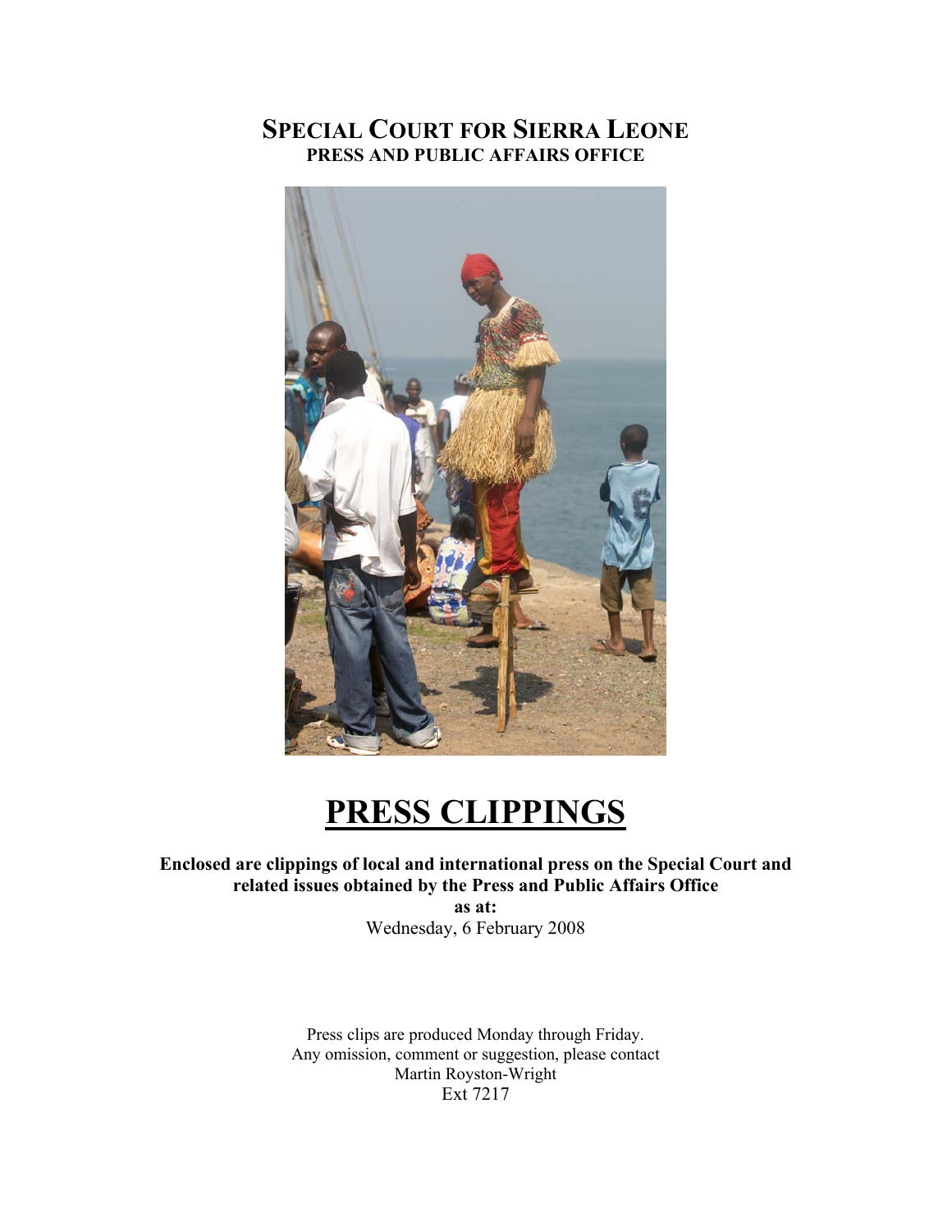# SPECIAL COURT FOR SIERRA LEONE
## PRESS AND PUBLIC AFFAIRS OFFICE

# PRESS CLIPPINGS

**Enclosed are clippings of local and international press on the Special Court and related issues obtained by the Press and Public Affairs Office**
**as at:**
Wednesday, 6 February 2008

Press clips are produced Monday through Friday.
Any omission, comment or suggestion, please contact
Martin Royston-Wright
Ext 7217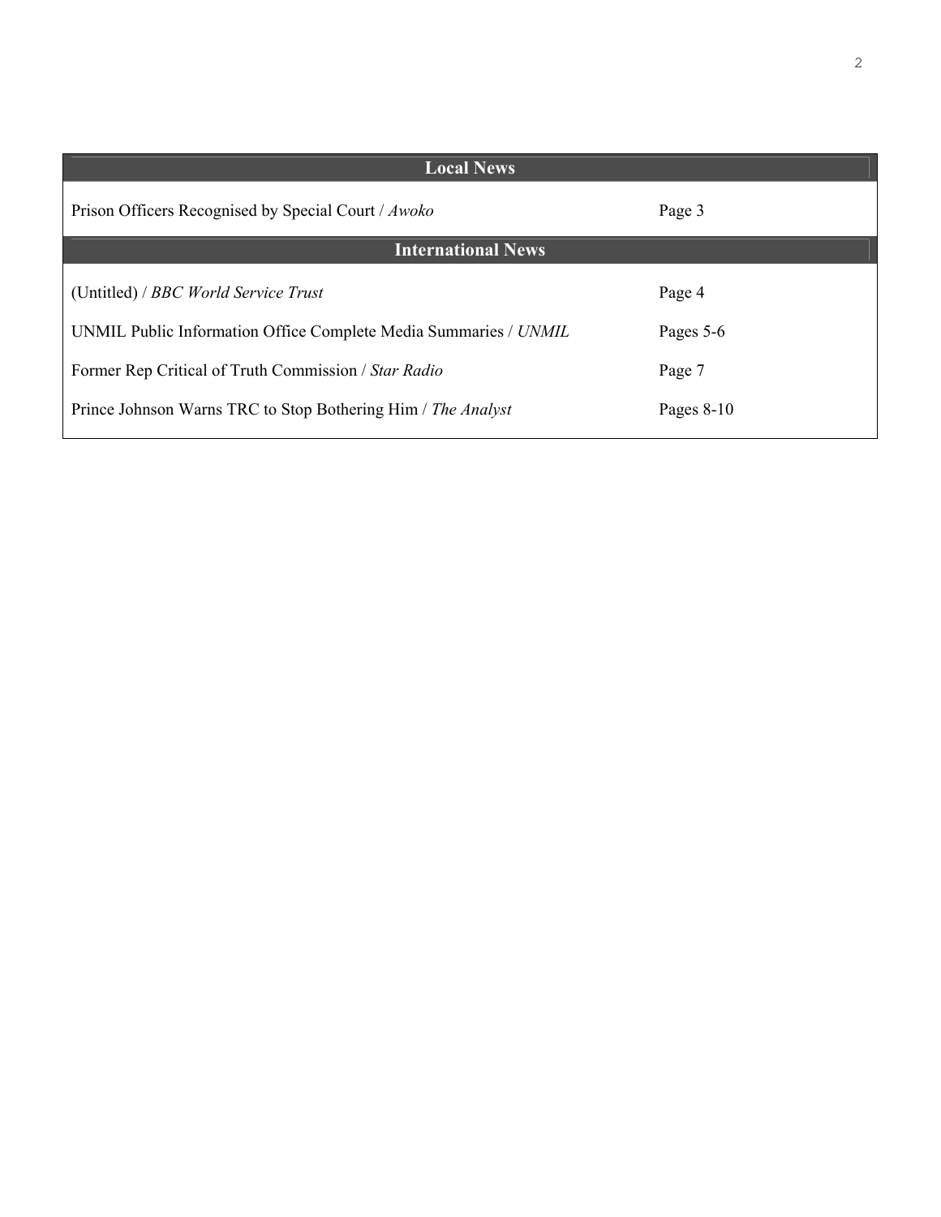| Local News | |
|---|---|
| Prison Officers Recognised by Special Court / *Awoko* | Page 3 |
| **International News** | |
| (Untitled) / *BBC World Service Trust* | Page 4 |
| UNMIL Public Information Office Complete Media Summaries / *UNMIL* | Pages 5-6 |
| Former Rep Critical of Truth Commission / *Star Radio* | Page 7 |
| Prince Johnson Warns TRC to Stop Bothering Him / *The Analyst* | Pages 8-10 |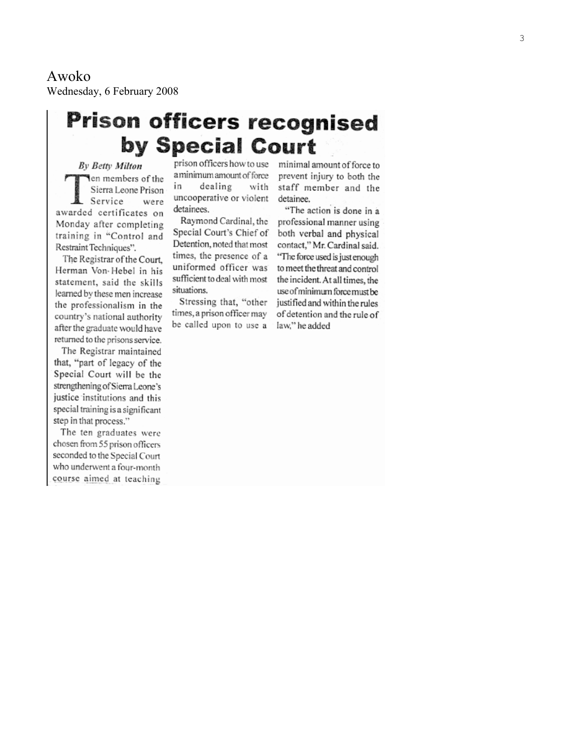Awoko
Wednesday, 6 February 2008

# Prison officers recognised by Special Court

*By Betty Milton*

Ten members of the Sierra Leone Prison Service were awarded certificates on Monday after completing training in "Control and Restraint Techniques".

The Registrar of the Court, Herman Von-Hebel in his statement, said the skills learned by these men increase the professionalism in the country's national authority after the graduate would have returned to the prisons service.

The Registrar maintained that, "part of legacy of the Special Court will be the strengthening of Sierra Leone's justice institutions and this special training is a significant step in that process."

The ten graduates were chosen from 55 prison officers seconded to the Special Court who underwent a four-month course aimed at teaching prison officers how to use a minimum amount of force in dealing with uncooperative or violent detainees.

Raymond Cardinal, the Special Court's Chief of Detention, noted that most times, the presence of a uniformed officer was sufficient to deal with most situations.

Stressing that, "other times, a prison officer may be called upon to use a minimal amount of force to prevent injury to both the staff member and the detainee.

"The action is done in a professional manner using both verbal and physical contact," Mr. Cardinal said. "The force used is just enough to meet the threat and control the incident. At all times, the use of minimum force must be justified and within the rules of detention and the rule of law," he added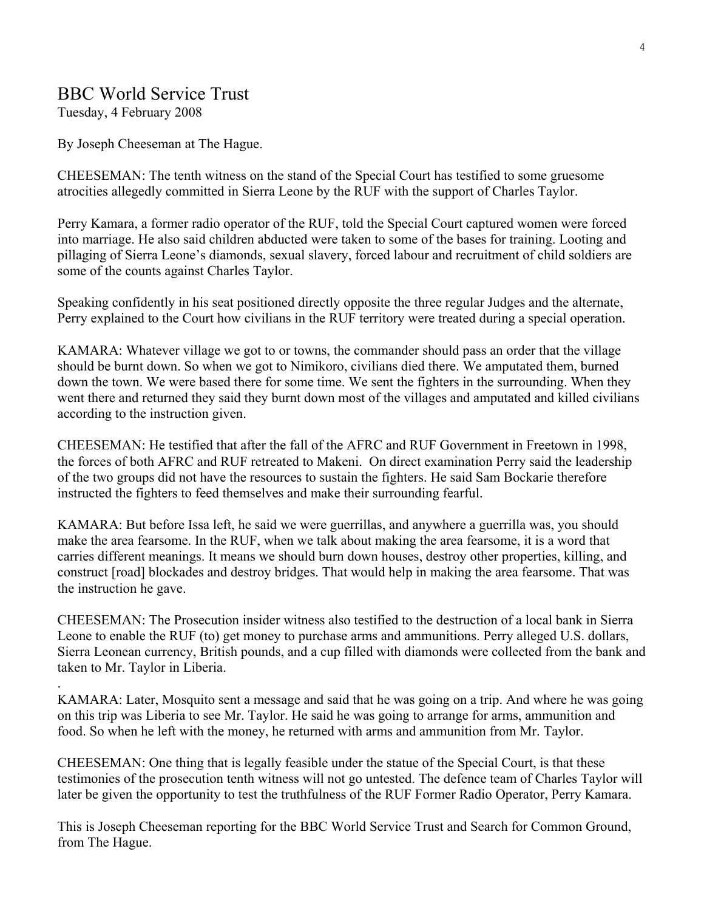## BBC World Service Trust

Tuesday, 4 February 2008

By Joseph Cheeseman at The Hague.

CHEESEMAN: The tenth witness on the stand of the Special Court has testified to some gruesome atrocities allegedly committed in Sierra Leone by the RUF with the support of Charles Taylor.

Perry Kamara, a former radio operator of the RUF, told the Special Court captured women were forced into marriage. He also said children abducted were taken to some of the bases for training. Looting and pillaging of Sierra Leone's diamonds, sexual slavery, forced labour and recruitment of child soldiers are some of the counts against Charles Taylor.

Speaking confidently in his seat positioned directly opposite the three regular Judges and the alternate, Perry explained to the Court how civilians in the RUF territory were treated during a special operation.

KAMARA: Whatever village we got to or towns, the commander should pass an order that the village should be burnt down. So when we got to Nimikoro, civilians died there. We amputated them, burned down the town. We were based there for some time. We sent the fighters in the surrounding. When they went there and returned they said they burnt down most of the villages and amputated and killed civilians according to the instruction given.

CHEESEMAN: He testified that after the fall of the AFRC and RUF Government in Freetown in 1998, the forces of both AFRC and RUF retreated to Makeni. On direct examination Perry said the leadership of the two groups did not have the resources to sustain the fighters. He said Sam Bockarie therefore instructed the fighters to feed themselves and make their surrounding fearful.

KAMARA: But before Issa left, he said we were guerrillas, and anywhere a guerrilla was, you should make the area fearsome. In the RUF, when we talk about making the area fearsome, it is a word that carries different meanings. It means we should burn down houses, destroy other properties, killing, and construct [road] blockades and destroy bridges. That would help in making the area fearsome. That was the instruction he gave.

CHEESEMAN: The Prosecution insider witness also testified to the destruction of a local bank in Sierra Leone to enable the RUF (to) get money to purchase arms and ammunitions. Perry alleged U.S. dollars, Sierra Leonean currency, British pounds, and a cup filled with diamonds were collected from the bank and taken to Mr. Taylor in Liberia.

.
KAMARA: Later, Mosquito sent a message and said that he was going on a trip. And where he was going on this trip was Liberia to see Mr. Taylor. He said he was going to arrange for arms, ammunition and food. So when he left with the money, he returned with arms and ammunition from Mr. Taylor.

CHEESEMAN: One thing that is legally feasible under the statue of the Special Court, is that these testimonies of the prosecution tenth witness will not go untested. The defence team of Charles Taylor will later be given the opportunity to test the truthfulness of the RUF Former Radio Operator, Perry Kamara.

This is Joseph Cheeseman reporting for the BBC World Service Trust and Search for Common Ground, from The Hague.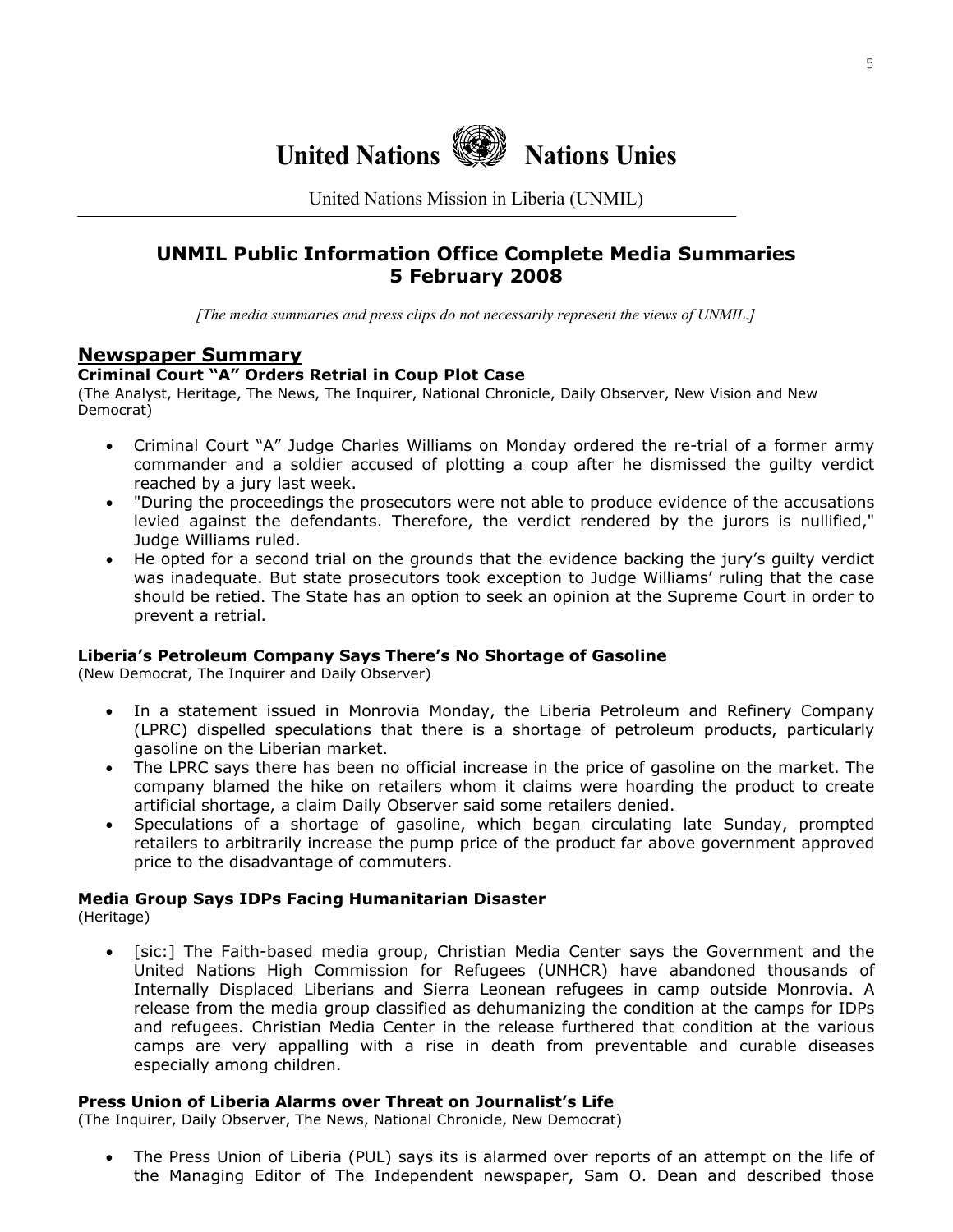# United Nations Nations Unies

United Nations Mission in Liberia (UNMIL)

## UNMIL Public Information Office Complete Media Summaries
## 5 February 2008

*[The media summaries and press clips do not necessarily represent the views of UNMIL.]*

## Newspaper Summary

### Criminal Court "A" Orders Retrial in Coup Plot Case

(The Analyst, Heritage, The News, The Inquirer, National Chronicle, Daily Observer, New Vision and New Democrat)

- Criminal Court "A" Judge Charles Williams on Monday ordered the re-trial of a former army commander and a soldier accused of plotting a coup after he dismissed the guilty verdict reached by a jury last week.
- "During the proceedings the prosecutors were not able to produce evidence of the accusations levied against the defendants. Therefore, the verdict rendered by the jurors is nullified," Judge Williams ruled.
- He opted for a second trial on the grounds that the evidence backing the jury's guilty verdict was inadequate. But state prosecutors took exception to Judge Williams' ruling that the case should be retied. The State has an option to seek an opinion at the Supreme Court in order to prevent a retrial.

### Liberia's Petroleum Company Says There's No Shortage of Gasoline

(New Democrat, The Inquirer and Daily Observer)

- In a statement issued in Monrovia Monday, the Liberia Petroleum and Refinery Company (LPRC) dispelled speculations that there is a shortage of petroleum products, particularly gasoline on the Liberian market.
- The LPRC says there has been no official increase in the price of gasoline on the market. The company blamed the hike on retailers whom it claims were hoarding the product to create artificial shortage, a claim Daily Observer said some retailers denied.
- Speculations of a shortage of gasoline, which began circulating late Sunday, prompted retailers to arbitrarily increase the pump price of the product far above government approved price to the disadvantage of commuters.

### Media Group Says IDPs Facing Humanitarian Disaster

(Heritage)

- [sic:] The Faith-based media group, Christian Media Center says the Government and the United Nations High Commission for Refugees (UNHCR) have abandoned thousands of Internally Displaced Liberians and Sierra Leonean refugees in camp outside Monrovia. A release from the media group classified as dehumanizing the condition at the camps for IDPs and refugees. Christian Media Center in the release furthered that condition at the various camps are very appalling with a rise in death from preventable and curable diseases especially among children.

### Press Union of Liberia Alarms over Threat on Journalist's Life

(The Inquirer, Daily Observer, The News, National Chronicle, New Democrat)

- The Press Union of Liberia (PUL) says its is alarmed over reports of an attempt on the life of the Managing Editor of The Independent newspaper, Sam O. Dean and described those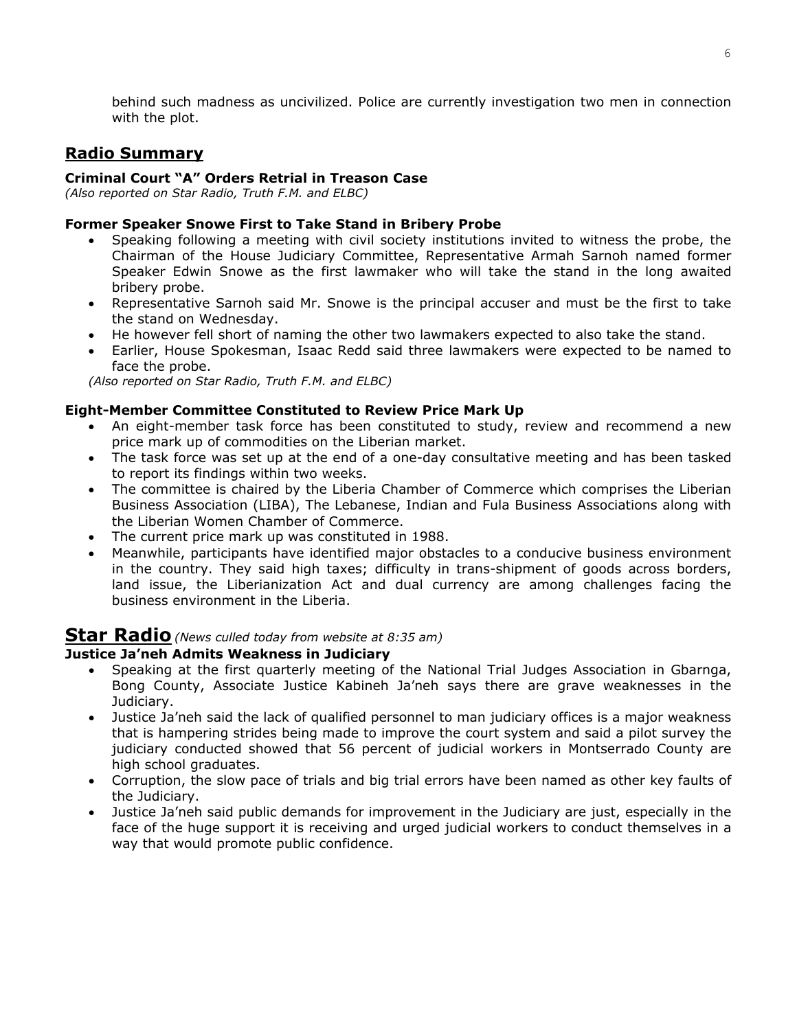behind such madness as uncivilized. Police are currently investigation two men in connection with the plot.

## Radio Summary

**Criminal Court "A" Orders Retrial in Treason Case**

*(Also reported on Star Radio, Truth F.M. and ELBC)*

**Former Speaker Snowe First to Take Stand in Bribery Probe**

- Speaking following a meeting with civil society institutions invited to witness the probe, the Chairman of the House Judiciary Committee, Representative Armah Sarnoh named former Speaker Edwin Snowe as the first lawmaker who will take the stand in the long awaited bribery probe.
- Representative Sarnoh said Mr. Snowe is the principal accuser and must be the first to take the stand on Wednesday.
- He however fell short of naming the other two lawmakers expected to also take the stand.
- Earlier, House Spokesman, Isaac Redd said three lawmakers were expected to be named to face the probe.

*(Also reported on Star Radio, Truth F.M. and ELBC)*

**Eight-Member Committee Constituted to Review Price Mark Up**

- An eight-member task force has been constituted to study, review and recommend a new price mark up of commodities on the Liberian market.
- The task force was set up at the end of a one-day consultative meeting and has been tasked to report its findings within two weeks.
- The committee is chaired by the Liberia Chamber of Commerce which comprises the Liberian Business Association (LIBA), The Lebanese, Indian and Fula Business Associations along with the Liberian Women Chamber of Commerce.
- The current price mark up was constituted in 1988.
- Meanwhile, participants have identified major obstacles to a conducive business environment in the country. They said high taxes; difficulty in trans-shipment of goods across borders, land issue, the Liberianization Act and dual currency are among challenges facing the business environment in the Liberia.

## Star Radio *(News culled today from website at 8:35 am)*

**Justice Ja'neh Admits Weakness in Judiciary**

- Speaking at the first quarterly meeting of the National Trial Judges Association in Gbarnga, Bong County, Associate Justice Kabineh Ja'neh says there are grave weaknesses in the Judiciary.
- Justice Ja'neh said the lack of qualified personnel to man judiciary offices is a major weakness that is hampering strides being made to improve the court system and said a pilot survey the judiciary conducted showed that 56 percent of judicial workers in Montserrado County are high school graduates.
- Corruption, the slow pace of trials and big trial errors have been named as other key faults of the Judiciary.
- Justice Ja'neh said public demands for improvement in the Judiciary are just, especially in the face of the huge support it is receiving and urged judicial workers to conduct themselves in a way that would promote public confidence.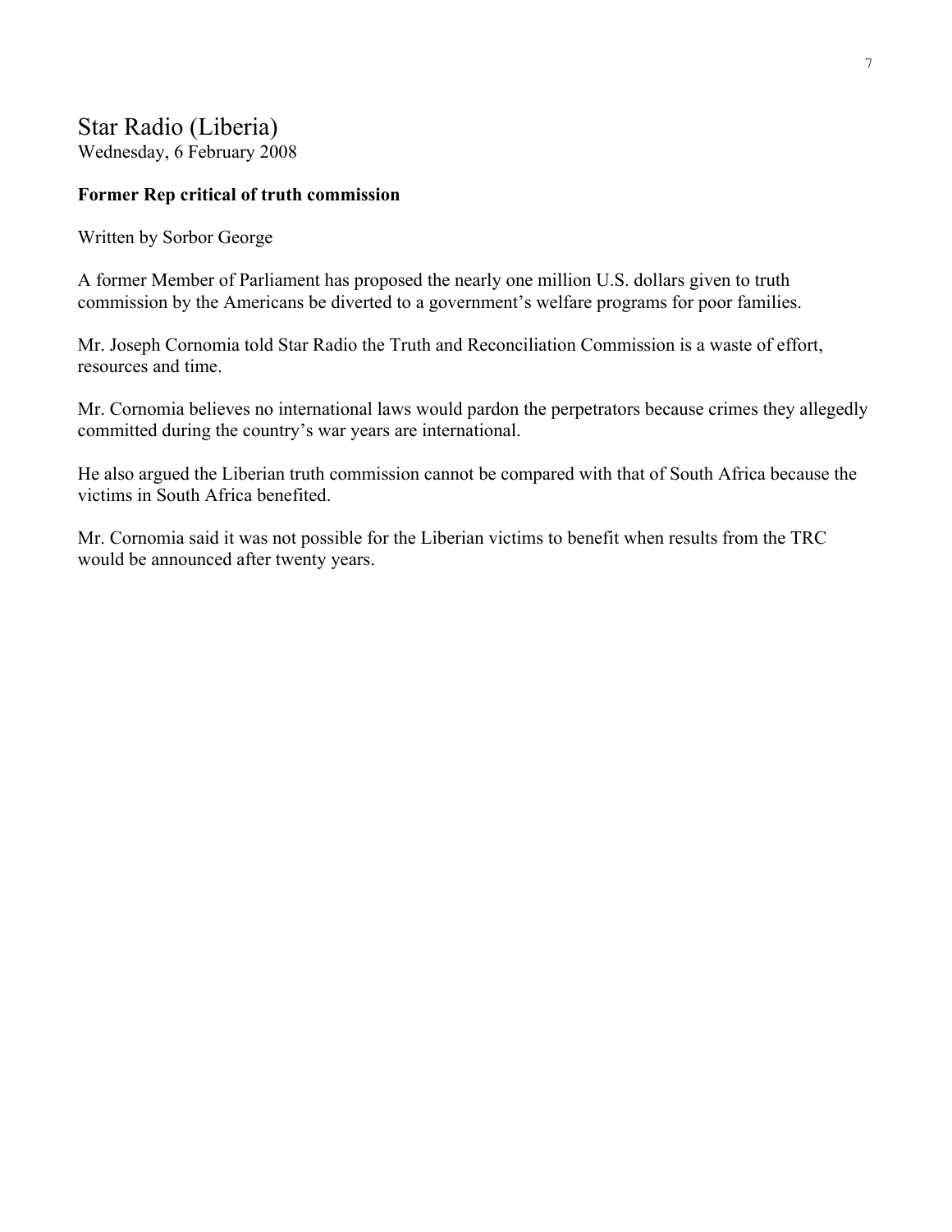## Star Radio (Liberia)

Wednesday, 6 February 2008

**Former Rep critical of truth commission**

Written by Sorbor George

A former Member of Parliament has proposed the nearly one million U.S. dollars given to truth commission by the Americans be diverted to a government's welfare programs for poor families.

Mr. Joseph Cornomia told Star Radio the Truth and Reconciliation Commission is a waste of effort, resources and time.

Mr. Cornomia believes no international laws would pardon the perpetrators because crimes they allegedly committed during the country's war years are international.

He also argued the Liberian truth commission cannot be compared with that of South Africa because the victims in South Africa benefited.

Mr. Cornomia said it was not possible for the Liberian victims to benefit when results from the TRC would be announced after twenty years.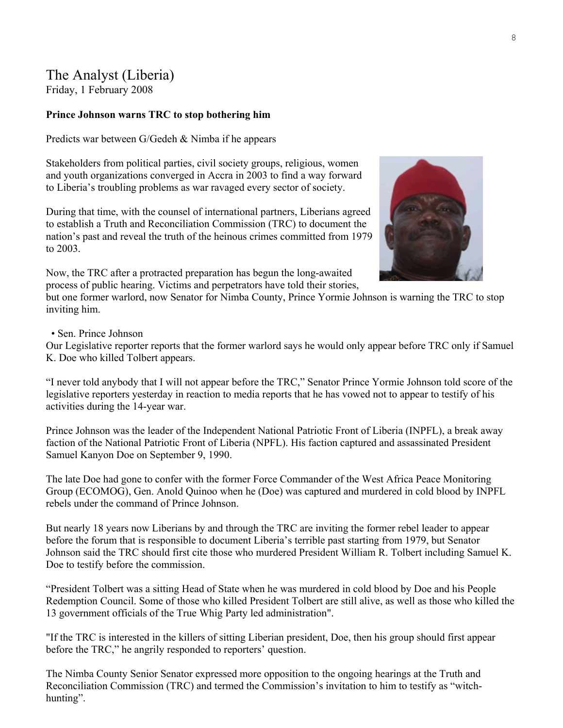# The Analyst (Liberia)

Friday, 1 February 2008

**Prince Johnson warns TRC to stop bothering him**

Predicts war between G/Gedeh & Nimba if he appears

Stakeholders from political parties, civil society groups, religious, women and youth organizations converged in Accra in 2003 to find a way forward to Liberia's troubling problems as war ravaged every sector of society.

During that time, with the counsel of international partners, Liberians agreed to establish a Truth and Reconciliation Commission (TRC) to document the nation's past and reveal the truth of the heinous crimes committed from 1979 to 2003.

Now, the TRC after a protracted preparation has begun the long-awaited process of public hearing. Victims and perpetrators have told their stories, but one former warlord, now Senator for Nimba County, Prince Yormie Johnson is warning the TRC to stop inviting him.

- Sen. Prince Johnson

Our Legislative reporter reports that the former warlord says he would only appear before TRC only if Samuel K. Doe who killed Tolbert appears.

"I never told anybody that I will not appear before the TRC," Senator Prince Yormie Johnson told score of the legislative reporters yesterday in reaction to media reports that he has vowed not to appear to testify of his activities during the 14-year war.

Prince Johnson was the leader of the Independent National Patriotic Front of Liberia (INPFL), a break away faction of the National Patriotic Front of Liberia (NPFL). His faction captured and assassinated President Samuel Kanyon Doe on September 9, 1990.

The late Doe had gone to confer with the former Force Commander of the West Africa Peace Monitoring Group (ECOMOG), Gen. Anold Quinoo when he (Doe) was captured and murdered in cold blood by INPFL rebels under the command of Prince Johnson.

But nearly 18 years now Liberians by and through the TRC are inviting the former rebel leader to appear before the forum that is responsible to document Liberia's terrible past starting from 1979, but Senator Johnson said the TRC should first cite those who murdered President William R. Tolbert including Samuel K. Doe to testify before the commission.

"President Tolbert was a sitting Head of State when he was murdered in cold blood by Doe and his People Redemption Council. Some of those who killed President Tolbert are still alive, as well as those who killed the 13 government officials of the True Whig Party led administration".

"If the TRC is interested in the killers of sitting Liberian president, Doe, then his group should first appear before the TRC," he angrily responded to reporters' question.

The Nimba County Senior Senator expressed more opposition to the ongoing hearings at the Truth and Reconciliation Commission (TRC) and termed the Commission's invitation to him to testify as "witch-hunting".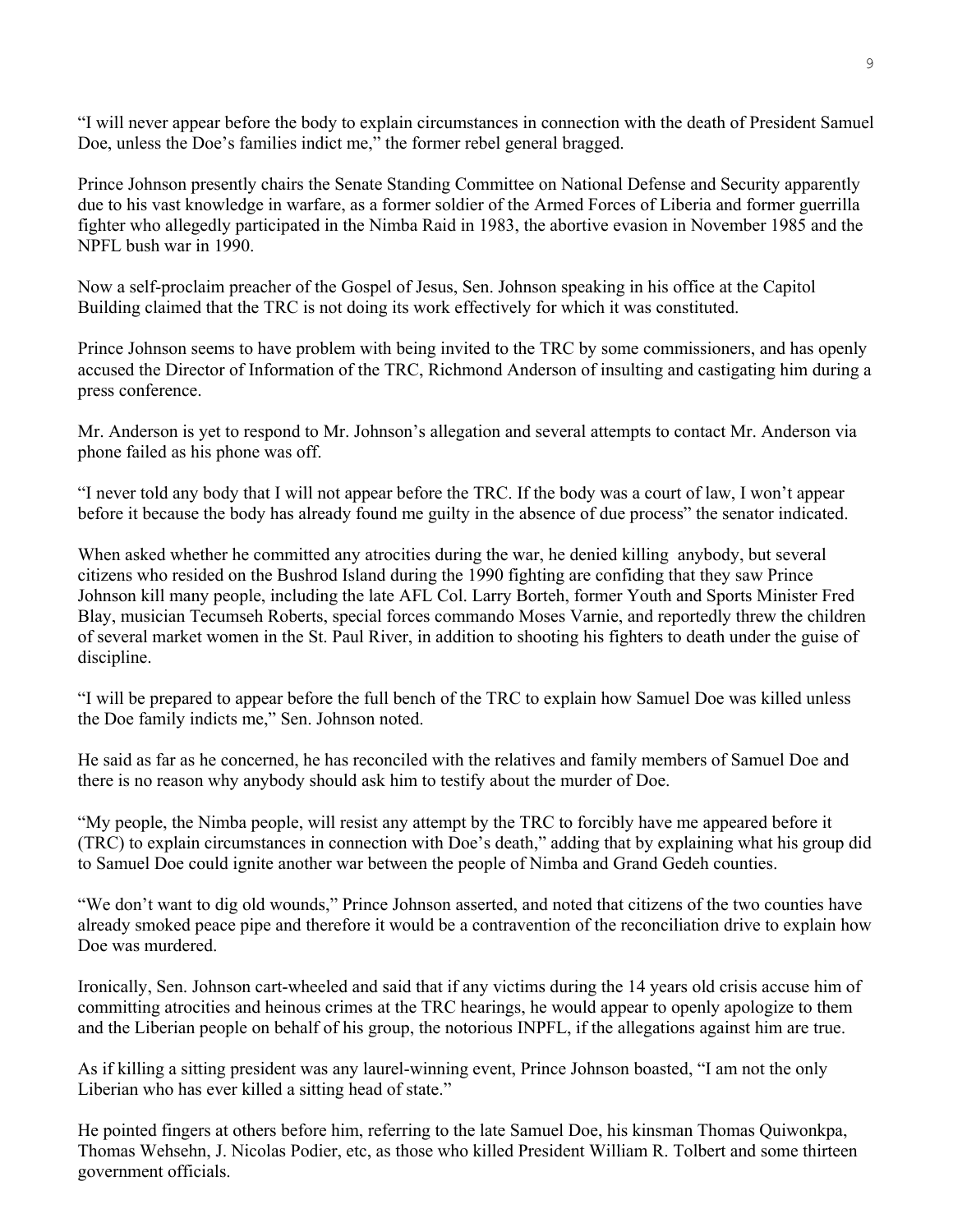"I will never appear before the body to explain circumstances in connection with the death of President Samuel Doe, unless the Doe's families indict me," the former rebel general bragged.

Prince Johnson presently chairs the Senate Standing Committee on National Defense and Security apparently due to his vast knowledge in warfare, as a former soldier of the Armed Forces of Liberia and former guerrilla fighter who allegedly participated in the Nimba Raid in 1983, the abortive evasion in November 1985 and the NPFL bush war in 1990.

Now a self-proclaim preacher of the Gospel of Jesus, Sen. Johnson speaking in his office at the Capitol Building claimed that the TRC is not doing its work effectively for which it was constituted.

Prince Johnson seems to have problem with being invited to the TRC by some commissioners, and has openly accused the Director of Information of the TRC, Richmond Anderson of insulting and castigating him during a press conference.

Mr. Anderson is yet to respond to Mr. Johnson's allegation and several attempts to contact Mr. Anderson via phone failed as his phone was off.

"I never told any body that I will not appear before the TRC. If the body was a court of law, I won't appear before it because the body has already found me guilty in the absence of due process" the senator indicated.

When asked whether he committed any atrocities during the war, he denied killing anybody, but several citizens who resided on the Bushrod Island during the 1990 fighting are confiding that they saw Prince Johnson kill many people, including the late AFL Col. Larry Borteh, former Youth and Sports Minister Fred Blay, musician Tecumseh Roberts, special forces commando Moses Varnie, and reportedly threw the children of several market women in the St. Paul River, in addition to shooting his fighters to death under the guise of discipline.

"I will be prepared to appear before the full bench of the TRC to explain how Samuel Doe was killed unless the Doe family indicts me," Sen. Johnson noted.

He said as far as he concerned, he has reconciled with the relatives and family members of Samuel Doe and there is no reason why anybody should ask him to testify about the murder of Doe.

"My people, the Nimba people, will resist any attempt by the TRC to forcibly have me appeared before it (TRC) to explain circumstances in connection with Doe's death," adding that by explaining what his group did to Samuel Doe could ignite another war between the people of Nimba and Grand Gedeh counties.

"We don't want to dig old wounds," Prince Johnson asserted, and noted that citizens of the two counties have already smoked peace pipe and therefore it would be a contravention of the reconciliation drive to explain how Doe was murdered.

Ironically, Sen. Johnson cart-wheeled and said that if any victims during the 14 years old crisis accuse him of committing atrocities and heinous crimes at the TRC hearings, he would appear to openly apologize to them and the Liberian people on behalf of his group, the notorious INPFL, if the allegations against him are true.

As if killing a sitting president was any laurel-winning event, Prince Johnson boasted, "I am not the only Liberian who has ever killed a sitting head of state."

He pointed fingers at others before him, referring to the late Samuel Doe, his kinsman Thomas Quiwonkpa, Thomas Wehsehn, J. Nicolas Podier, etc, as those who killed President William R. Tolbert and some thirteen government officials.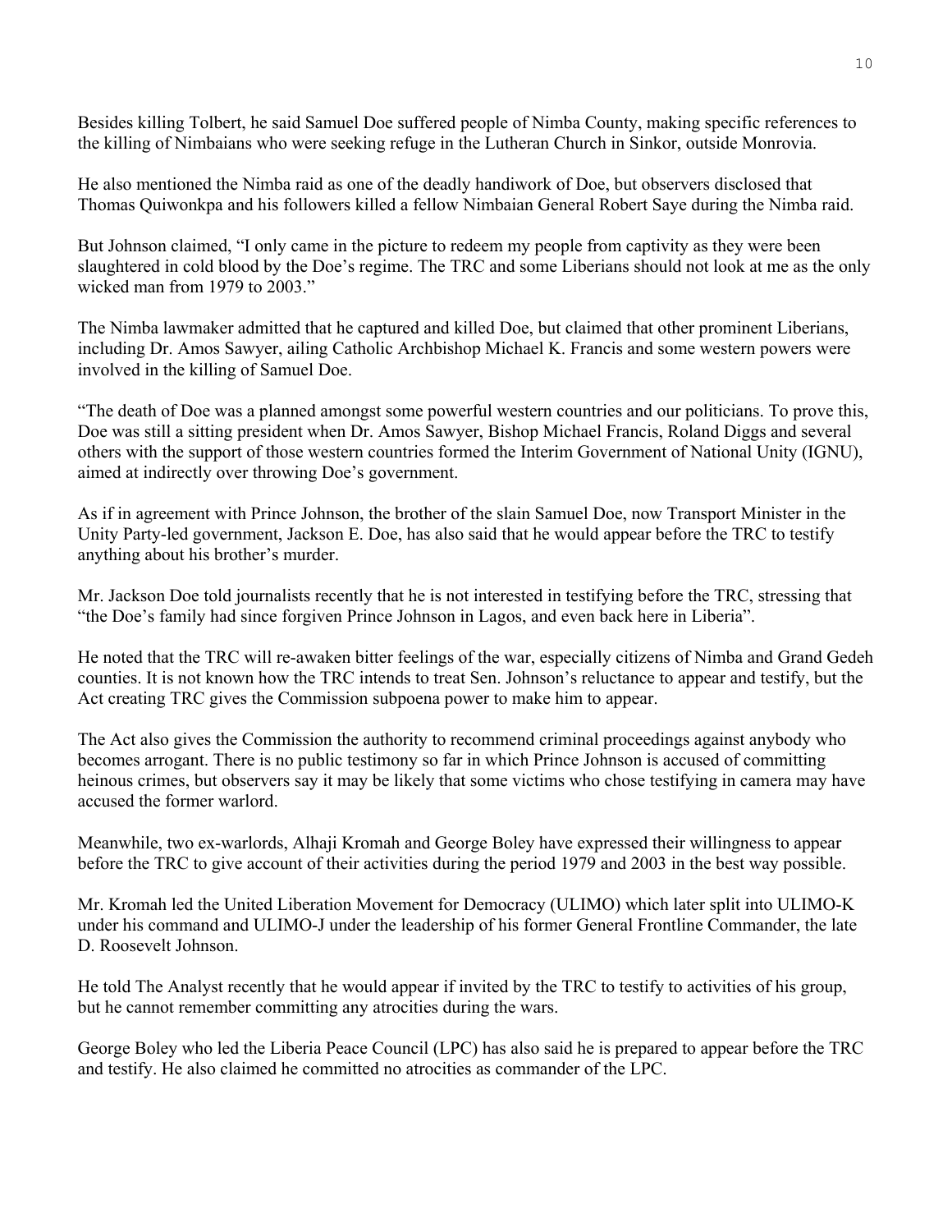Besides killing Tolbert, he said Samuel Doe suffered people of Nimba County, making specific references to the killing of Nimbaians who were seeking refuge in the Lutheran Church in Sinkor, outside Monrovia.

He also mentioned the Nimba raid as one of the deadly handiwork of Doe, but observers disclosed that Thomas Quiwonkpa and his followers killed a fellow Nimbaian General Robert Saye during the Nimba raid.

But Johnson claimed, "I only came in the picture to redeem my people from captivity as they were been slaughtered in cold blood by the Doe's regime. The TRC and some Liberians should not look at me as the only wicked man from 1979 to 2003."

The Nimba lawmaker admitted that he captured and killed Doe, but claimed that other prominent Liberians, including Dr. Amos Sawyer, ailing Catholic Archbishop Michael K. Francis and some western powers were involved in the killing of Samuel Doe.

"The death of Doe was a planned amongst some powerful western countries and our politicians. To prove this, Doe was still a sitting president when Dr. Amos Sawyer, Bishop Michael Francis, Roland Diggs and several others with the support of those western countries formed the Interim Government of National Unity (IGNU), aimed at indirectly over throwing Doe's government.

As if in agreement with Prince Johnson, the brother of the slain Samuel Doe, now Transport Minister in the Unity Party-led government, Jackson E. Doe, has also said that he would appear before the TRC to testify anything about his brother's murder.

Mr. Jackson Doe told journalists recently that he is not interested in testifying before the TRC, stressing that "the Doe's family had since forgiven Prince Johnson in Lagos, and even back here in Liberia".

He noted that the TRC will re-awaken bitter feelings of the war, especially citizens of Nimba and Grand Gedeh counties. It is not known how the TRC intends to treat Sen. Johnson's reluctance to appear and testify, but the Act creating TRC gives the Commission subpoena power to make him to appear.

The Act also gives the Commission the authority to recommend criminal proceedings against anybody who becomes arrogant. There is no public testimony so far in which Prince Johnson is accused of committing heinous crimes, but observers say it may be likely that some victims who chose testifying in camera may have accused the former warlord.

Meanwhile, two ex-warlords, Alhaji Kromah and George Boley have expressed their willingness to appear before the TRC to give account of their activities during the period 1979 and 2003 in the best way possible.

Mr. Kromah led the United Liberation Movement for Democracy (ULIMO) which later split into ULIMO-K under his command and ULIMO-J under the leadership of his former General Frontline Commander, the late D. Roosevelt Johnson.

He told The Analyst recently that he would appear if invited by the TRC to testify to activities of his group, but he cannot remember committing any atrocities during the wars.

George Boley who led the Liberia Peace Council (LPC) has also said he is prepared to appear before the TRC and testify. He also claimed he committed no atrocities as commander of the LPC.